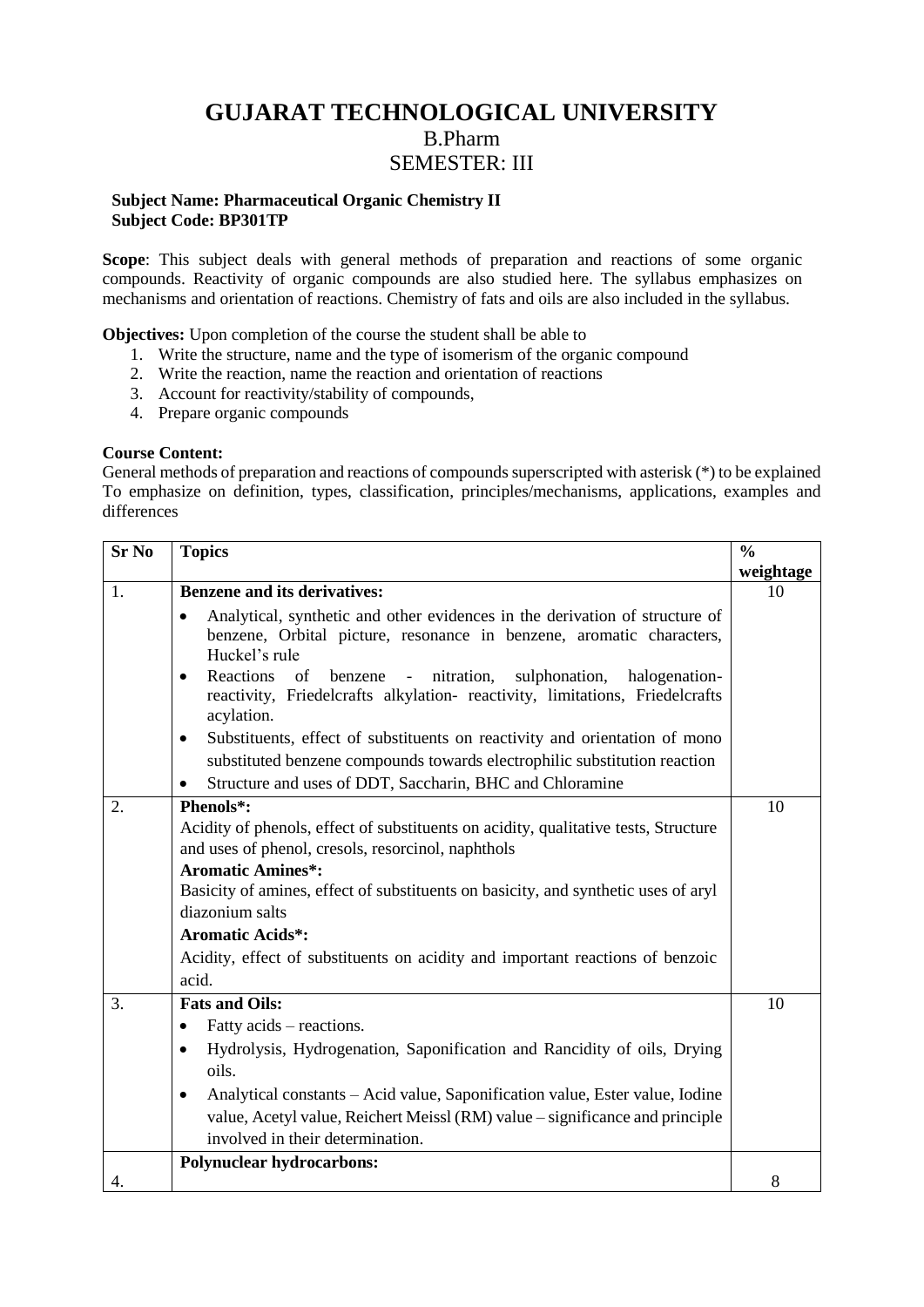# GUJARAT TECHNOLOGICAL UNIVERSITY

## B.Pharm

## SEMESTER: III

**Subject Name: Pharmaceutical Organic Chemistry II**
**Subject Code: BP301TP**

**Scope**: This subject deals with general methods of preparation and reactions of some organic compounds. Reactivity of organic compounds are also studied here. The syllabus emphasizes on mechanisms and orientation of reactions. Chemistry of fats and oils are also included in the syllabus.

**Objectives:** Upon completion of the course the student shall be able to

1. Write the structure, name and the type of isomerism of the organic compound
2. Write the reaction, name the reaction and orientation of reactions
3. Account for reactivity/stability of compounds,
4. Prepare organic compounds

**Course Content:**

General methods of preparation and reactions of compounds superscripted with asterisk (*) to be explained To emphasize on definition, types, classification, principles/mechanisms, applications, examples and differences

| Sr No | Topics | % weightage |
|---|---|---|
| 1. | **Benzene and its derivatives:**<br>• Analytical, synthetic and other evidences in the derivation of structure of benzene, Orbital picture, resonance in benzene, aromatic characters, Huckel's rule<br>• Reactions of benzene - nitration, sulphonation, halogenation- reactivity, Friedelcrafts alkylation- reactivity, limitations, Friedelcrafts acylation.<br>• Substituents, effect of substituents on reactivity and orientation of mono substituted benzene compounds towards electrophilic substitution reaction<br>• Structure and uses of DDT, Saccharin, BHC and Chloramine | 10 |
| 2. | **Phenols*:**<br>Acidity of phenols, effect of substituents on acidity, qualitative tests, Structure and uses of phenol, cresols, resorcinol, naphthols<br>**Aromatic Amines*:**<br>Basicity of amines, effect of substituents on basicity, and synthetic uses of aryl diazonium salts<br>**Aromatic Acids*:**<br>Acidity, effect of substituents on acidity and important reactions of benzoic acid. | 10 |
| 3. | **Fats and Oils:**<br>• Fatty acids – reactions.<br>• Hydrolysis, Hydrogenation, Saponification and Rancidity of oils, Drying oils.<br>• Analytical constants – Acid value, Saponification value, Ester value, Iodine value, Acetyl value, Reichert Meissl (RM) value – significance and principle involved in their determination. | 10 |
| 4. | **Polynuclear hydrocarbons:** | 8 |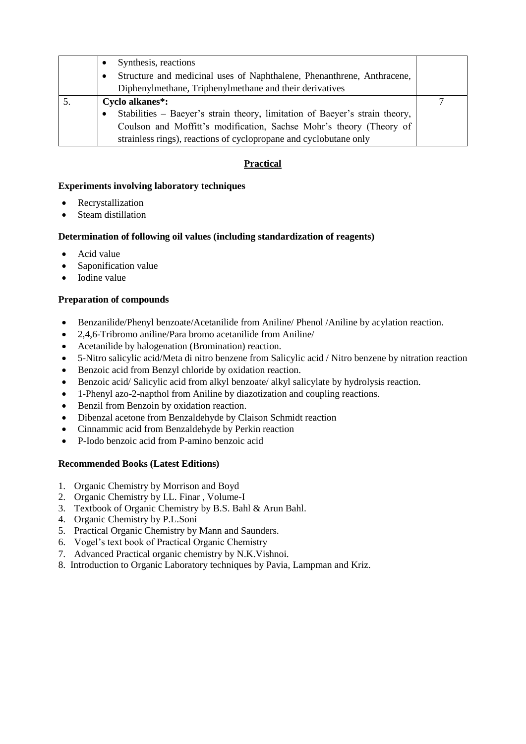| | | |
|---|---|---|
| | • Synthesis, reactions<br>• Structure and medicinal uses of Naphthalene, Phenanthrene, Anthracene, Diphenylmethane, Triphenylmethane and their derivatives | |
| 5. | **Cyclo alkanes*:**<br>• Stabilities – Baeyer's strain theory, limitation of Baeyer's strain theory, Coulson and Moffitt's modification, Sachse Mohr's theory (Theory of strainless rings), reactions of cyclopropane and cyclobutane only | 7 |

## Practical

**Experiments involving laboratory techniques**

- Recrystallization
- Steam distillation

**Determination of following oil values (including standardization of reagents)**

- Acid value
- Saponification value
- Iodine value

**Preparation of compounds**

- Benzanilide/Phenyl benzoate/Acetanilide from Aniline/ Phenol /Aniline by acylation reaction.
- 2,4,6-Tribromo aniline/Para bromo acetanilide from Aniline/
- Acetanilide by halogenation (Bromination) reaction.
- 5-Nitro salicylic acid/Meta di nitro benzene from Salicylic acid / Nitro benzene by nitration reaction
- Benzoic acid from Benzyl chloride by oxidation reaction.
- Benzoic acid/ Salicylic acid from alkyl benzoate/ alkyl salicylate by hydrolysis reaction.
- 1-Phenyl azo-2-napthol from Aniline by diazotization and coupling reactions.
- Benzil from Benzoin by oxidation reaction.
- Dibenzal acetone from Benzaldehyde by Claison Schmidt reaction
- Cinnammic acid from Benzaldehyde by Perkin reaction
- P-Iodo benzoic acid from P-amino benzoic acid

**Recommended Books (Latest Editions)**

1. Organic Chemistry by Morrison and Boyd
2. Organic Chemistry by I.L. Finar , Volume-I
3. Textbook of Organic Chemistry by B.S. Bahl & Arun Bahl.
4. Organic Chemistry by P.L.Soni
5. Practical Organic Chemistry by Mann and Saunders.
6. Vogel's text book of Practical Organic Chemistry
7. Advanced Practical organic chemistry by N.K.Vishnoi.
8. Introduction to Organic Laboratory techniques by Pavia, Lampman and Kriz.